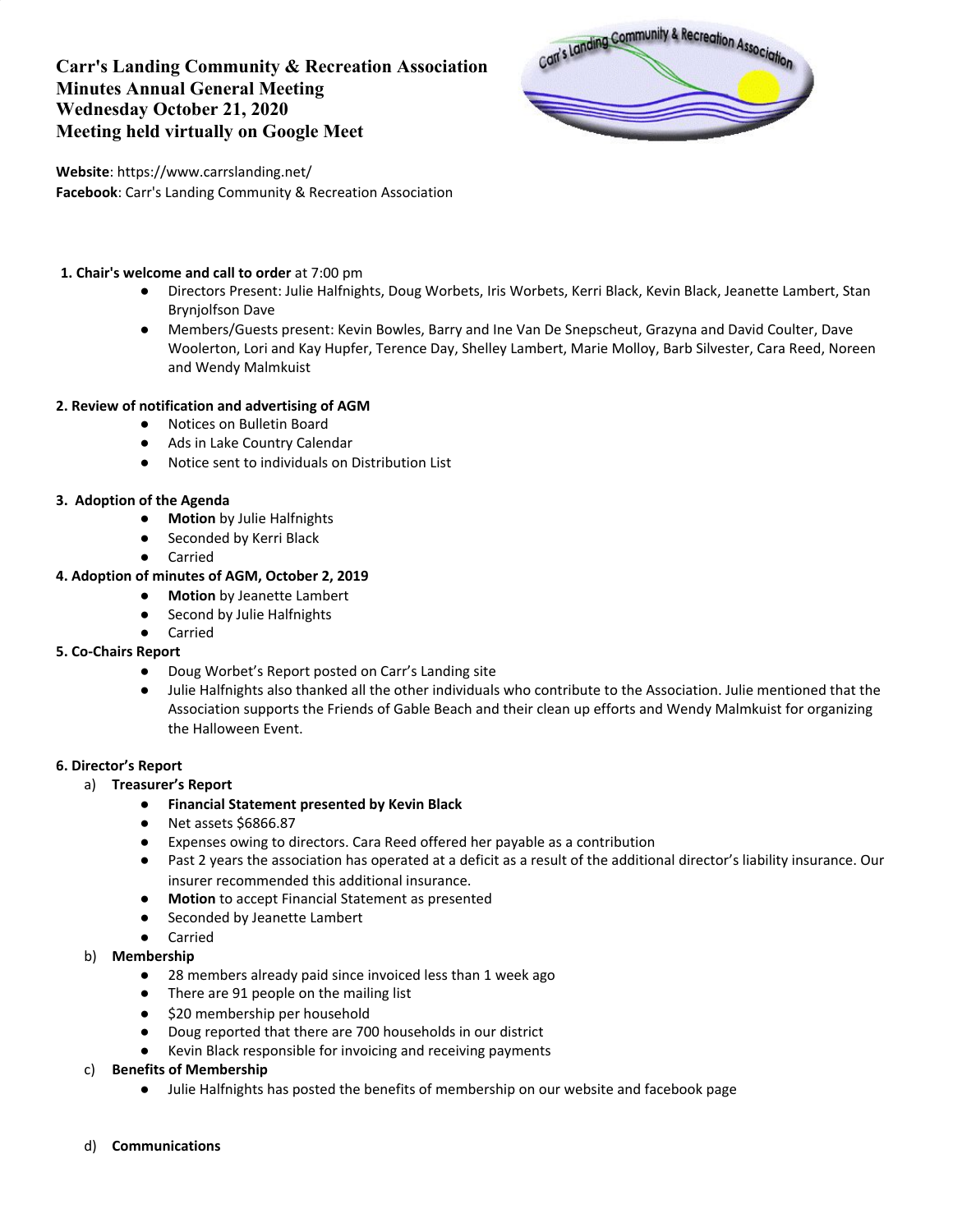# Carr's Landing Community & Recreation Association
# Minutes Annual General Meeting
# Wednesday October 21, 2020
# Meeting held virtually on Google Meet

**Website**: https://www.carrslanding.net/
**Facebook**: Carr's Landing Community & Recreation Association

**1. Chair's welcome and call to order** at 7:00 pm

- Directors Present: Julie Halfnights, Doug Worbets, Iris Worbets, Kerri Black, Kevin Black, Jeanette Lambert, Stan Brynjolfson Dave
- Members/Guests present: Kevin Bowles, Barry and Ine Van De Snepscheut, Grazyna and David Coulter, Dave Woolerton, Lori and Kay Hupfer, Terence Day, Shelley Lambert, Marie Molloy, Barb Silvester, Cara Reed, Noreen and Wendy Malmkuist

**2. Review of notification and advertising of AGM**

- Notices on Bulletin Board
- Ads in Lake Country Calendar
- Notice sent to individuals on Distribution List

**3. Adoption of the Agenda**

- **Motion** by Julie Halfnights
- Seconded by Kerri Black
- Carried

**4. Adoption of minutes of AGM, October 2, 2019**

- **Motion** by Jeanette Lambert
- Second by Julie Halfnights
- Carried

**5. Co-Chairs Report**

- Doug Worbet's Report posted on Carr's Landing site
- Julie Halfnights also thanked all the other individuals who contribute to the Association. Julie mentioned that the Association supports the Friends of Gable Beach and their clean up efforts and Wendy Malmkuist for organizing the Halloween Event.

**6. Director's Report**

a) **Treasurer's Report**
- **Financial Statement presented by Kevin Black**
- Net assets $6866.87
- Expenses owing to directors. Cara Reed offered her payable as a contribution
- Past 2 years the association has operated at a deficit as a result of the additional director's liability insurance. Our insurer recommended this additional insurance.
- **Motion** to accept Financial Statement as presented
- Seconded by Jeanette Lambert
- Carried

b) **Membership**
- 28 members already paid since invoiced less than 1 week ago
- There are 91 people on the mailing list
- $20 membership per household
- Doug reported that there are 700 households in our district
- Kevin Black responsible for invoicing and receiving payments

c) **Benefits of Membership**
- Julie Halfnights has posted the benefits of membership on our website and facebook page

d) **Communications**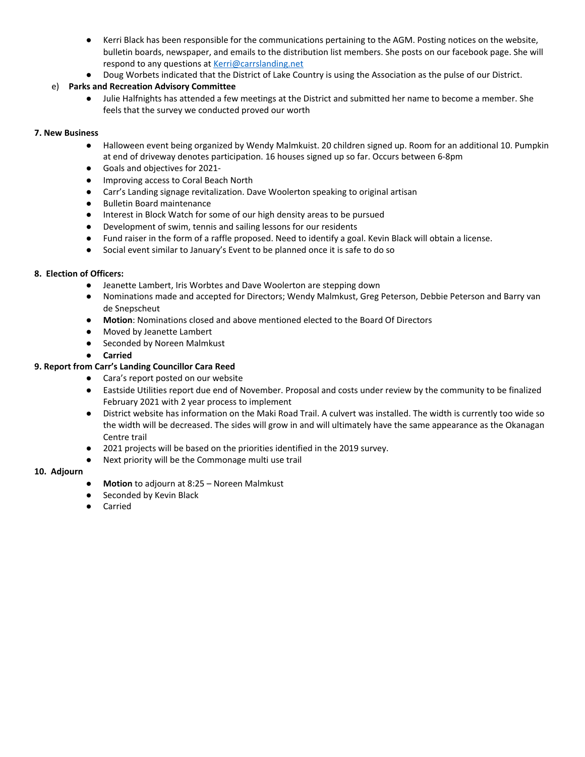- Kerri Black has been responsible for the communications pertaining to the AGM. Posting notices on the website, bulletin boards, newspaper, and emails to the distribution list members. She posts on our facebook page. She will respond to any questions at Kerri@carrslanding.net
- Doug Worbets indicated that the District of Lake Country is using the Association as the pulse of our District.

e) **Parks and Recreation Advisory Committee**

- Julie Halfnights has attended a few meetings at the District and submitted her name to become a member. She feels that the survey we conducted proved our worth

**7. New Business**

- Halloween event being organized by Wendy Malmkuist. 20 children signed up. Room for an additional 10. Pumpkin at end of driveway denotes participation. 16 houses signed up so far. Occurs between 6-8pm
- Goals and objectives for 2021-
- Improving access to Coral Beach North
- Carr's Landing signage revitalization. Dave Woolerton speaking to original artisan
- Bulletin Board maintenance
- Interest in Block Watch for some of our high density areas to be pursued
- Development of swim, tennis and sailing lessons for our residents
- Fund raiser in the form of a raffle proposed. Need to identify a goal. Kevin Black will obtain a license.
- Social event similar to January's Event to be planned once it is safe to do so

**8. Election of Officers:**

- Jeanette Lambert, Iris Worbtes and Dave Woolerton are stepping down
- Nominations made and accepted for Directors; Wendy Malmkust, Greg Peterson, Debbie Peterson and Barry van de Snepscheut
- **Motion**: Nominations closed and above mentioned elected to the Board Of Directors
- Moved by Jeanette Lambert
- Seconded by Noreen Malmkust
- **Carried**

**9. Report from Carr's Landing Councillor Cara Reed**

- Cara's report posted on our website
- Eastside Utilities report due end of November. Proposal and costs under review by the community to be finalized February 2021 with 2 year process to implement
- District website has information on the Maki Road Trail. A culvert was installed. The width is currently too wide so the width will be decreased. The sides will grow in and will ultimately have the same appearance as the Okanagan Centre trail
- 2021 projects will be based on the priorities identified in the 2019 survey.
- Next priority will be the Commonage multi use trail

**10. Adjourn**

- **Motion** to adjourn at 8:25 – Noreen Malmkust
- Seconded by Kevin Black
- Carried